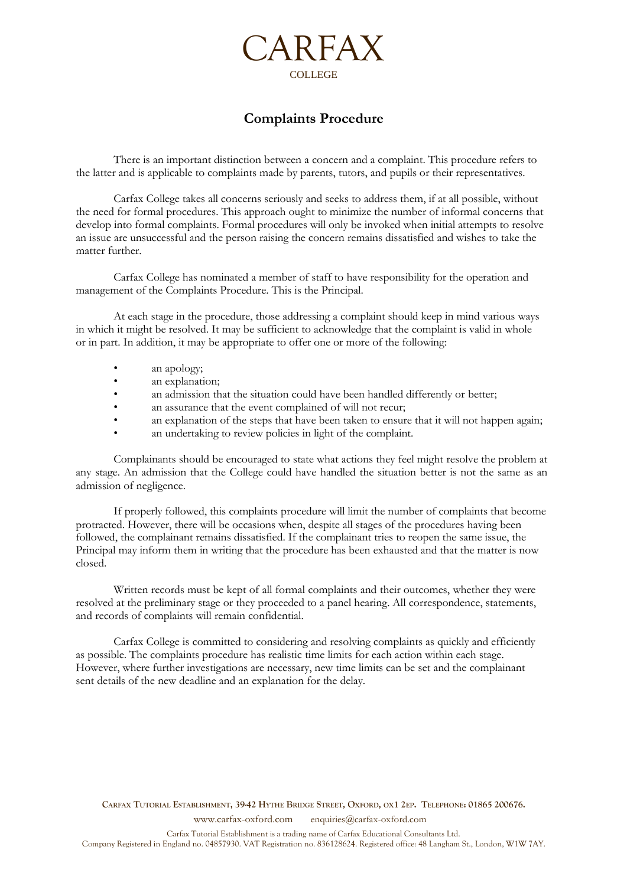# CARFAX

COLLEGE

## Complaints Procedure

There is an important distinction between a concern and a complaint. This procedure refers to the latter and is applicable to complaints made by parents, tutors, and pupils or their representatives.

Carfax College takes all concerns seriously and seeks to address them, if at all possible, without the need for formal procedures. This approach ought to minimize the number of informal concerns that develop into formal complaints. Formal procedures will only be invoked when initial attempts to resolve an issue are unsuccessful and the person raising the concern remains dissatisfied and wishes to take the matter further.

Carfax College has nominated a member of staff to have responsibility for the operation and management of the Complaints Procedure. This is the Principal.

At each stage in the procedure, those addressing a complaint should keep in mind various ways in which it might be resolved. It may be sufficient to acknowledge that the complaint is valid in whole or in part. In addition, it may be appropriate to offer one or more of the following:

- an apology;
- an explanation;
- an admission that the situation could have been handled differently or better;
- an assurance that the event complained of will not recur;
- an explanation of the steps that have been taken to ensure that it will not happen again;
- an undertaking to review policies in light of the complaint.

Complainants should be encouraged to state what actions they feel might resolve the problem at any stage. An admission that the College could have handled the situation better is not the same as an admission of negligence.

If properly followed, this complaints procedure will limit the number of complaints that become protracted. However, there will be occasions when, despite all stages of the procedures having been followed, the complainant remains dissatisfied. If the complainant tries to reopen the same issue, the Principal may inform them in writing that the procedure has been exhausted and that the matter is now closed.

Written records must be kept of all formal complaints and their outcomes, whether they were resolved at the preliminary stage or they proceeded to a panel hearing. All correspondence, statements, and records of complaints will remain confidential.

Carfax College is committed to considering and resolving complaints as quickly and efficiently as possible. The complaints procedure has realistic time limits for each action within each stage. However, where further investigations are necessary, new time limits can be set and the complainant sent details of the new deadline and an explanation for the delay.

**CARFAX TUTORIAL ESTABLISHMENT, 39-42 HYTHE BRIDGE STREET, OXFORD, OX1 2EP. TELEPHONE: 01865 200676.**

www.carfax-oxford.com enquiries@carfax-oxford.com

Carfax Tutorial Establishment is a trading name of Carfax Educational Consultants Ltd.
Company Registered in England no. 04857930. VAT Registration no. 836128624. Registered office: 48 Langham St., London, W1W 7AY.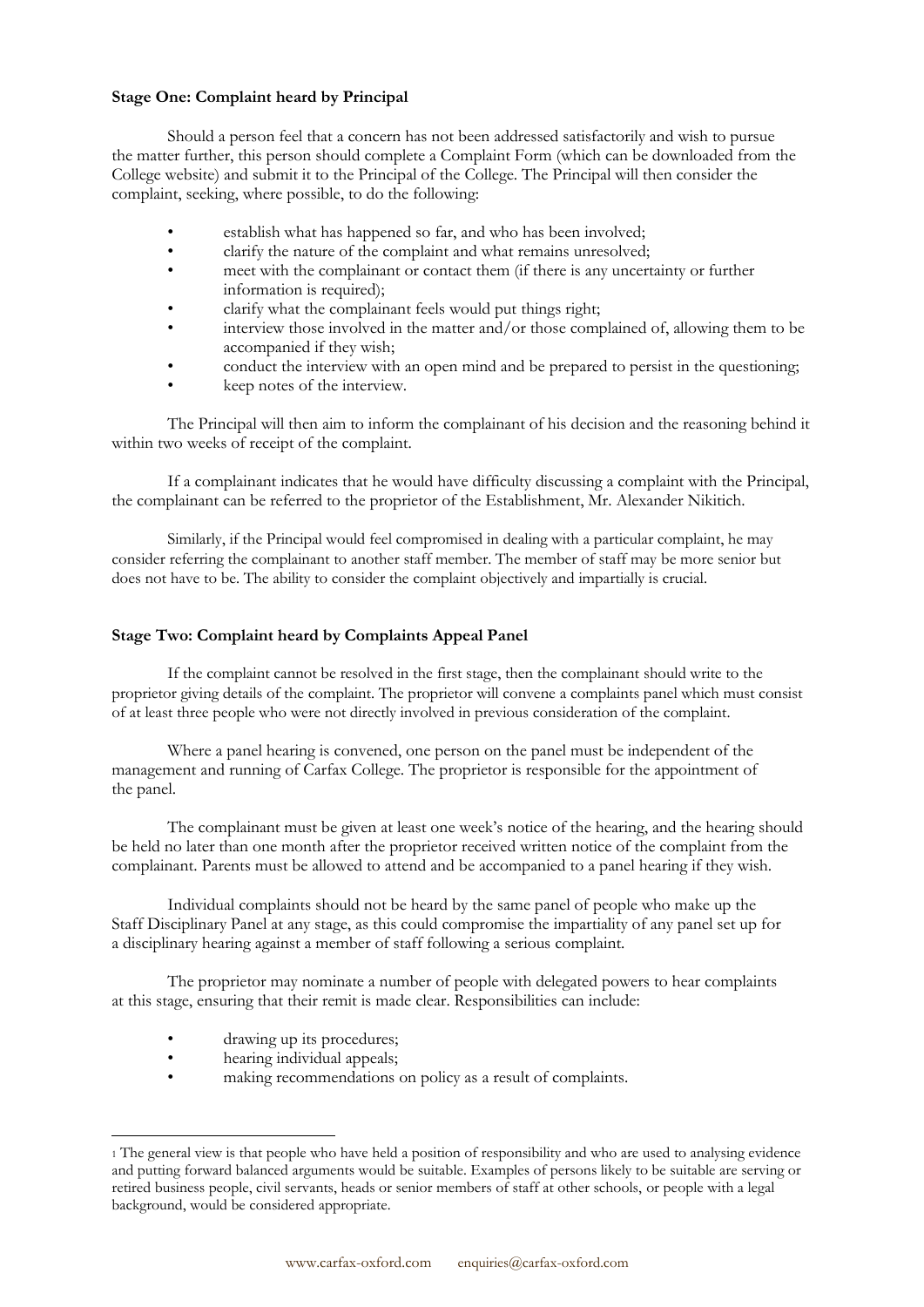**Stage One: Complaint heard by Principal**

Should a person feel that a concern has not been addressed satisfactorily and wish to pursue the matter further, this person should complete a Complaint Form (which can be downloaded from the College website) and submit it to the Principal of the College. The Principal will then consider the complaint, seeking, where possible, to do the following:

- establish what has happened so far, and who has been involved;
- clarify the nature of the complaint and what remains unresolved;
- meet with the complainant or contact them (if there is any uncertainty or further information is required);
- clarify what the complainant feels would put things right;
- interview those involved in the matter and/or those complained of, allowing them to be accompanied if they wish;
- conduct the interview with an open mind and be prepared to persist in the questioning;
- keep notes of the interview.

The Principal will then aim to inform the complainant of his decision and the reasoning behind it within two weeks of receipt of the complaint.

If a complainant indicates that he would have difficulty discussing a complaint with the Principal, the complainant can be referred to the proprietor of the Establishment, Mr. Alexander Nikitich.

Similarly, if the Principal would feel compromised in dealing with a particular complaint, he may consider referring the complainant to another staff member. The member of staff may be more senior but does not have to be. The ability to consider the complaint objectively and impartially is crucial.

**Stage Two: Complaint heard by Complaints Appeal Panel**

If the complaint cannot be resolved in the first stage, then the complainant should write to the proprietor giving details of the complaint. The proprietor will convene a complaints panel which must consist of at least three people who were not directly involved in previous consideration of the complaint.

Where a panel hearing is convened, one person on the panel must be independent of the management and running of Carfax College. The proprietor is responsible for the appointment of the panel.

The complainant must be given at least one week's notice of the hearing, and the hearing should be held no later than one month after the proprietor received written notice of the complaint from the complainant. Parents must be allowed to attend and be accompanied to a panel hearing if they wish.

Individual complaints should not be heard by the same panel of people who make up the Staff Disciplinary Panel at any stage, as this could compromise the impartiality of any panel set up for a disciplinary hearing against a member of staff following a serious complaint.

The proprietor may nominate a number of people with delegated powers to hear complaints at this stage, ensuring that their remit is made clear. Responsibilities can include:

- drawing up its procedures;
- hearing individual appeals;
- making recommendations on policy as a result of complaints.

---

[1] The general view is that people who have held a position of responsibility and who are used to analysing evidence and putting forward balanced arguments would be suitable. Examples of persons likely to be suitable are serving or retired business people, civil servants, heads or senior members of staff at other schools, or people with a legal background, would be considered appropriate.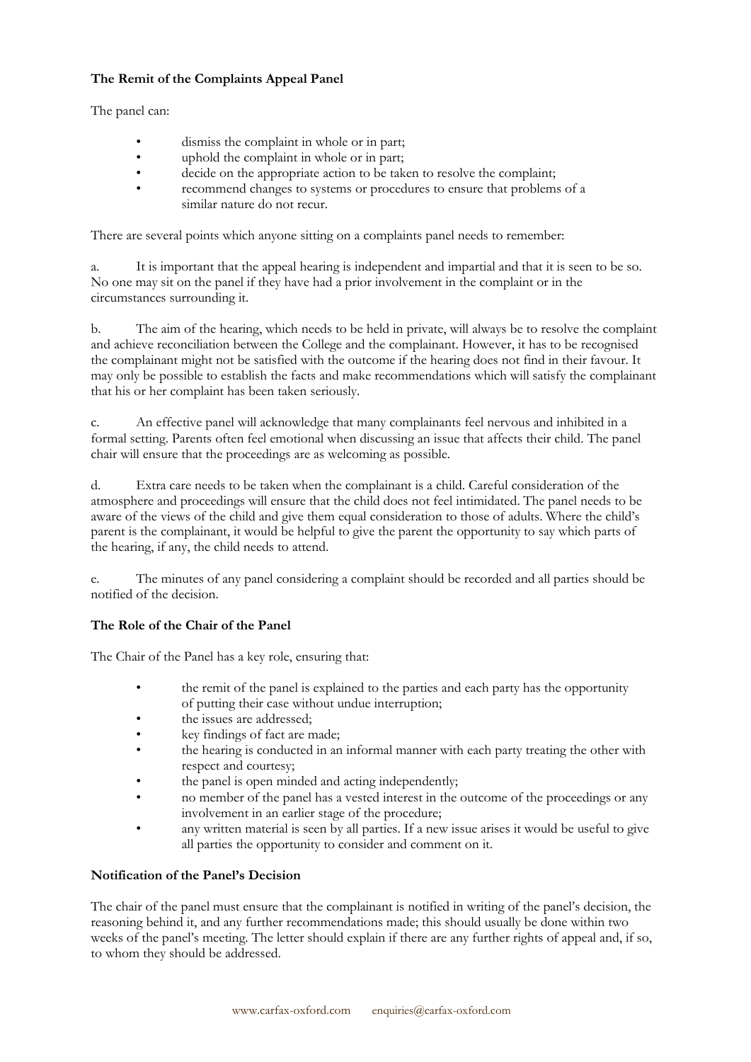**The Remit of the Complaints Appeal Panel**

The panel can:

- dismiss the complaint in whole or in part;
- uphold the complaint in whole or in part;
- decide on the appropriate action to be taken to resolve the complaint;
- recommend changes to systems or procedures to ensure that problems of a similar nature do not recur.

There are several points which anyone sitting on a complaints panel needs to remember:

a. It is important that the appeal hearing is independent and impartial and that it is seen to be so. No one may sit on the panel if they have had a prior involvement in the complaint or in the circumstances surrounding it.

b. The aim of the hearing, which needs to be held in private, will always be to resolve the complaint and achieve reconciliation between the College and the complainant. However, it has to be recognised the complainant might not be satisfied with the outcome if the hearing does not find in their favour. It may only be possible to establish the facts and make recommendations which will satisfy the complainant that his or her complaint has been taken seriously.

c. An effective panel will acknowledge that many complainants feel nervous and inhibited in a formal setting. Parents often feel emotional when discussing an issue that affects their child. The panel chair will ensure that the proceedings are as welcoming as possible.

d. Extra care needs to be taken when the complainant is a child. Careful consideration of the atmosphere and proceedings will ensure that the child does not feel intimidated. The panel needs to be aware of the views of the child and give them equal consideration to those of adults. Where the child's parent is the complainant, it would be helpful to give the parent the opportunity to say which parts of the hearing, if any, the child needs to attend.

e. The minutes of any panel considering a complaint should be recorded and all parties should be notified of the decision.

**The Role of the Chair of the Panel**

The Chair of the Panel has a key role, ensuring that:

- the remit of the panel is explained to the parties and each party has the opportunity of putting their case without undue interruption;
- the issues are addressed;
- key findings of fact are made;
- the hearing is conducted in an informal manner with each party treating the other with respect and courtesy;
- the panel is open minded and acting independently;
- no member of the panel has a vested interest in the outcome of the proceedings or any involvement in an earlier stage of the procedure;
- any written material is seen by all parties. If a new issue arises it would be useful to give all parties the opportunity to consider and comment on it.

**Notification of the Panel's Decision**

The chair of the panel must ensure that the complainant is notified in writing of the panel's decision, the reasoning behind it, and any further recommendations made; this should usually be done within two weeks of the panel's meeting. The letter should explain if there are any further rights of appeal and, if so, to whom they should be addressed.